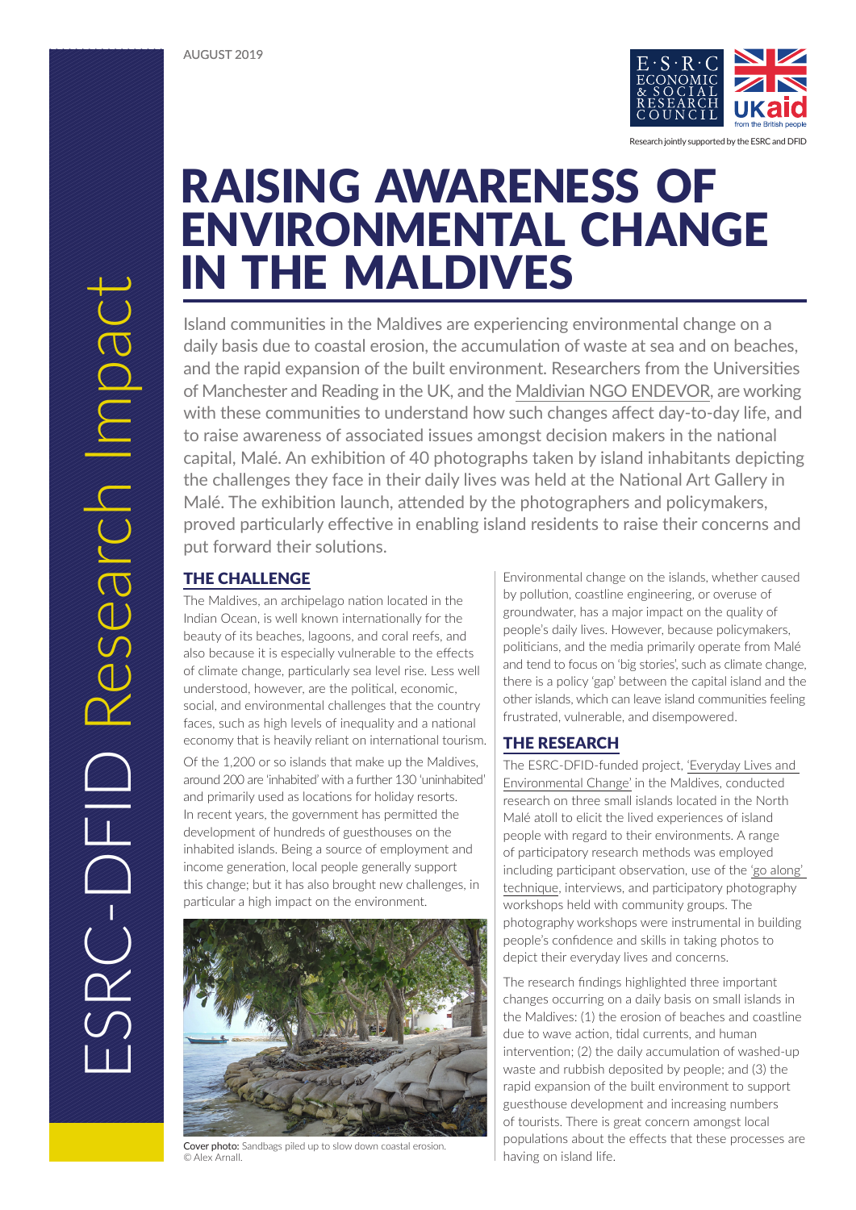AUGUST 2019

Research jointly supported by the ESRC and DFID

ESRC-DFID Research Impact

# RAISING AWARENESS OF ENVIRONMENTAL CHANGE IN THE MALDIVES

Island communities in the Maldives are experiencing environmental change on a daily basis due to coastal erosion, the accumulation of waste at sea and on beaches, and the rapid expansion of the built environment. Researchers from the Universities of Manchester and Reading in the UK, and the Maldivian NGO ENDEVOR, are working with these communities to understand how such changes affect day-to-day life, and to raise awareness of associated issues amongst decision makers in the national capital, Malé. An exhibition of 40 photographs taken by island inhabitants depicting the challenges they face in their daily lives was held at the National Art Gallery in Malé. The exhibition launch, attended by the photographers and policymakers, proved particularly effective in enabling island residents to raise their concerns and put forward their solutions.

## THE CHALLENGE

The Maldives, an archipelago nation located in the Indian Ocean, is well known internationally for the beauty of its beaches, lagoons, and coral reefs, and also because it is especially vulnerable to the effects of climate change, particularly sea level rise. Less well understood, however, are the political, economic, social, and environmental challenges that the country faces, such as high levels of inequality and a national economy that is heavily reliant on international tourism.

Of the 1,200 or so islands that make up the Maldives, around 200 are 'inhabited' with a further 130 'uninhabited' and primarily used as locations for holiday resorts. In recent years, the government has permitted the development of hundreds of guesthouses on the inhabited islands. Being a source of employment and income generation, local people generally support this change; but it has also brought new challenges, in particular a high impact on the environment.

**Cover photo:** Sandbags piled up to slow down coastal erosion. © Alex Arnall.

Environmental change on the islands, whether caused by pollution, coastline engineering, or overuse of groundwater, has a major impact on the quality of people's daily lives. However, because policymakers, politicians, and the media primarily operate from Malé and tend to focus on 'big stories', such as climate change, there is a policy 'gap' between the capital island and the other islands, which can leave island communities feeling frustrated, vulnerable, and disempowered.

## THE RESEARCH

The ESRC-DFID-funded project, 'Everyday Lives and Environmental Change' in the Maldives, conducted research on three small islands located in the North Malé atoll to elicit the lived experiences of island people with regard to their environments. A range of participatory research methods was employed including participant observation, use of the 'go along' technique, interviews, and participatory photography workshops held with community groups. The photography workshops were instrumental in building people's confidence and skills in taking photos to depict their everyday lives and concerns.

The research findings highlighted three important changes occurring on a daily basis on small islands in the Maldives: (1) the erosion of beaches and coastline due to wave action, tidal currents, and human intervention; (2) the daily accumulation of washed-up waste and rubbish deposited by people; and (3) the rapid expansion of the built environment to support guesthouse development and increasing numbers of tourists. There is great concern amongst local populations about the effects that these processes are having on island life.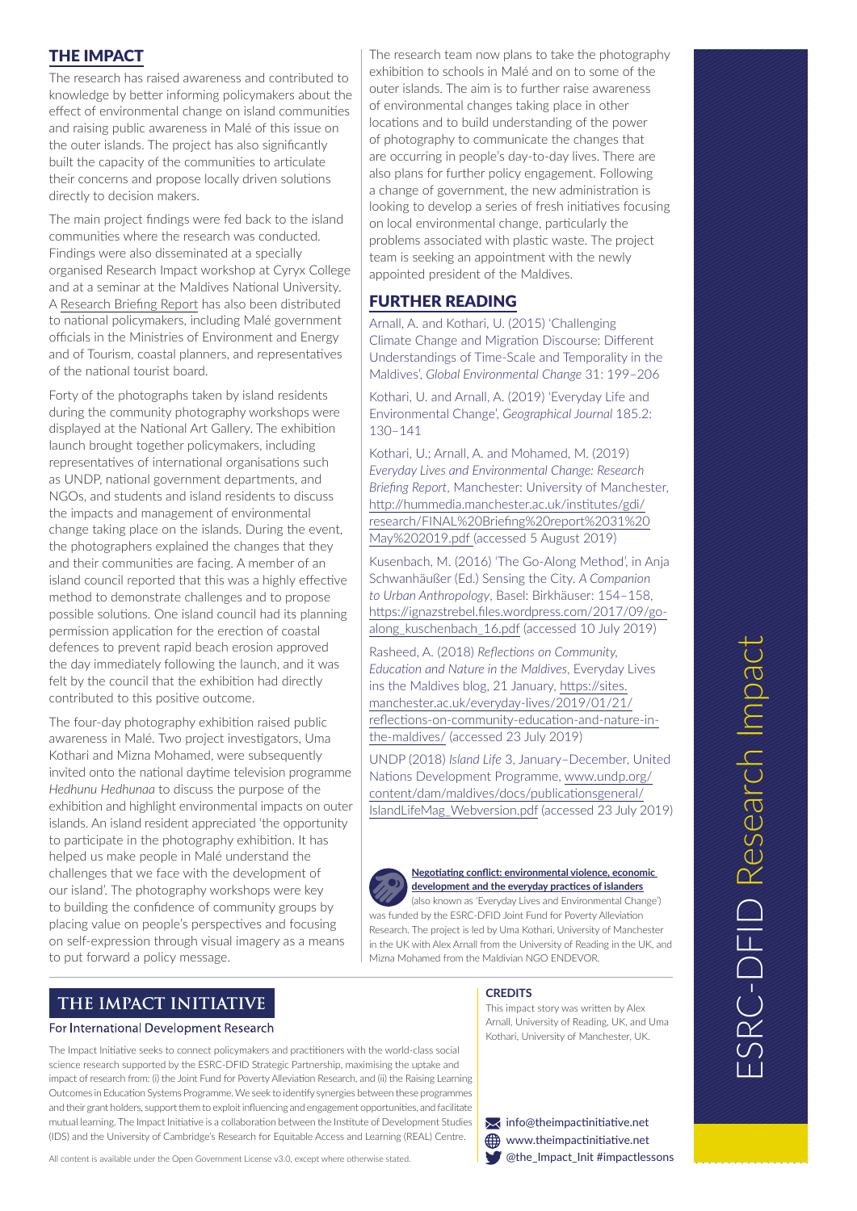## THE IMPACT

The research has raised awareness and contributed to knowledge by better informing policymakers about the effect of environmental change on island communities and raising public awareness in Malé of this issue on the outer islands. The project has also significantly built the capacity of the communities to articulate their concerns and propose locally driven solutions directly to decision makers.

The main project findings were fed back to the island communities where the research was conducted. Findings were also disseminated at a specially organised Research Impact workshop at Cyryx College and at a seminar at the Maldives National University. A Research Briefing Report has also been distributed to national policymakers, including Malé government officials in the Ministries of Environment and Energy and of Tourism, coastal planners, and representatives of the national tourist board.

Forty of the photographs taken by island residents during the community photography workshops were displayed at the National Art Gallery. The exhibition launch brought together policymakers, including representatives of international organisations such as UNDP, national government departments, and NGOs, and students and island residents to discuss the impacts and management of environmental change taking place on the islands. During the event, the photographers explained the changes that they and their communities are facing. A member of an island council reported that this was a highly effective method to demonstrate challenges and to propose possible solutions. One island council had its planning permission application for the erection of coastal defences to prevent rapid beach erosion approved the day immediately following the launch, and it was felt by the council that the exhibition had directly contributed to this positive outcome.

The four-day photography exhibition raised public awareness in Malé. Two project investigators, Uma Kothari and Mizna Mohamed, were subsequently invited onto the national daytime television programme *Hedhunu Hedhunaa* to discuss the purpose of the exhibition and highlight environmental impacts on outer islands. An island resident appreciated 'the opportunity to participate in the photography exhibition. It has helped us make people in Malé understand the challenges that we face with the development of our island'. The photography workshops were key to building the confidence of community groups by placing value on people's perspectives and focusing on self-expression through visual imagery as a means to put forward a policy message.

The research team now plans to take the photography exhibition to schools in Malé and on to some of the outer islands. The aim is to further raise awareness of environmental changes taking place in other locations and to build understanding of the power of photography to communicate the changes that are occurring in people's day-to-day lives. There are also plans for further policy engagement. Following a change of government, the new administration is looking to develop a series of fresh initiatives focusing on local environmental change, particularly the problems associated with plastic waste. The project team is seeking an appointment with the newly appointed president of the Maldives.

## FURTHER READING

Arnall, A. and Kothari, U. (2015) 'Challenging Climate Change and Migration Discourse: Different Understandings of Time-Scale and Temporality in the Maldives', *Global Environmental Change* 31: 199–206

Kothari, U. and Arnall, A. (2019) 'Everyday Life and Environmental Change', *Geographical Journal* 185.2: 130–141

Kothari, U.; Arnall, A. and Mohamed, M. (2019) *Everyday Lives and Environmental Change: Research Briefing Report*, Manchester: University of Manchester, http://hummedia.manchester.ac.uk/institutes/gdi/research/FINAL%20Briefing%20report%2031%20May%202019.pdf (accessed 5 August 2019)

Kusenbach, M. (2016) 'The Go-Along Method', in Anja Schwanhäußer (Ed.) Sensing the City. *A Companion to Urban Anthropology*, Basel: Birkhäuser: 154–158, https://ignazstrebel.files.wordpress.com/2017/09/go-along_kuschenbach_16.pdf (accessed 10 July 2019)

Rasheed, A. (2018) *Reflections on Community, Education and Nature in the Maldives*, Everyday Lives ins the Maldives blog, 21 January, https://sites.manchester.ac.uk/everyday-lives/2019/01/21/reflections-on-community-education-and-nature-in-the-maldives/ (accessed 23 July 2019)

UNDP (2018) *Island Life* 3, January–December, United Nations Development Programme, www.undp.org/content/dam/maldives/docs/publicationsgeneral/IslandLifeMag_Webversion.pdf (accessed 23 July 2019)

**Negotiating conflict: environmental violence, economic development and the everyday practices of islanders** (also known as 'Everyday Lives and Environmental Change') was funded by the ESRC-DFID Joint Fund for Poverty Alleviation Research. The project is led by Uma Kothari, University of Manchester in the UK with Alex Arnall from the University of Reading in the UK, and Mizna Mohamed from the Maldivian NGO ENDEVOR.

**THE IMPACT INITIATIVE**

For International Development Research

The Impact Initiative seeks to connect policymakers and practitioners with the world-class social science research supported by the ESRC-DFID Strategic Partnership, maximising the uptake and impact of research from: (i) the Joint Fund for Poverty Alleviation Research, and (ii) the Raising Learning Outcomes in Education Systems Programme. We seek to identify synergies between these programmes and their grant holders, support them to exploit influencing and engagement opportunities, and facilitate mutual learning. The Impact Initiative is a collaboration between the Institute of Development Studies (IDS) and the University of Cambridge's Research for Equitable Access and Learning (REAL) Centre.

All content is available under the Open Government License v3.0, except where otherwise stated.

**CREDITS**

This impact story was written by Alex Arnall, University of Reading, UK, and Uma Kothari, University of Manchester, UK.

info@theimpactinitiative.net
www.theimpactinitiative.net
@the_Impact_Init #impactlessons

ESRC-DFID Research Impact